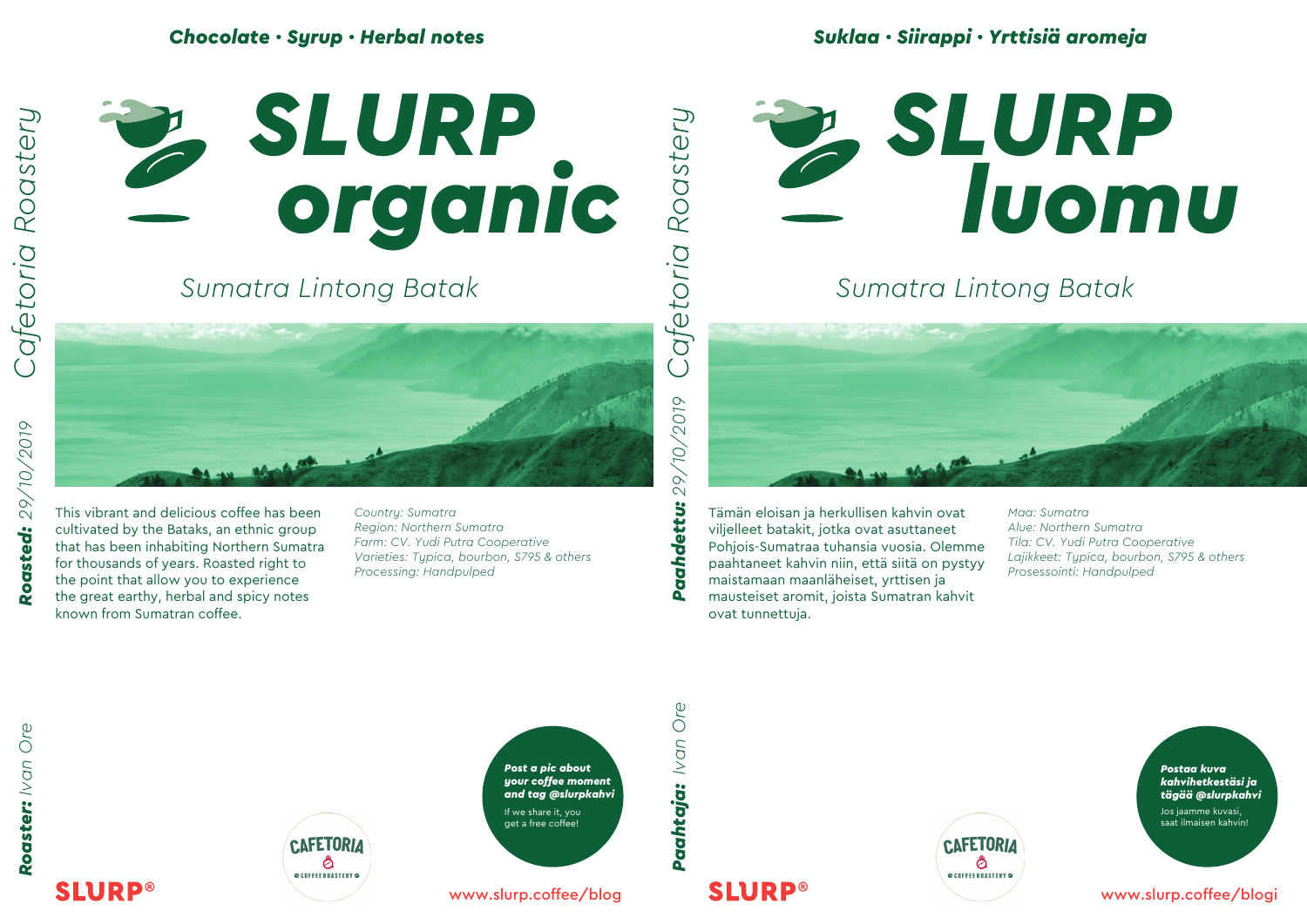*Chocolate · Syrup · Herbal notes*

*Cafetoria Roastery*

# SLURP organic

## Sumatra Lintong Batak

***Roasted:*** *29/10/2019*

This vibrant and delicious coffee has been cultivated by the Bataks, an ethnic group that has been inhabiting Northern Sumatra for thousands of years. Roasted right to the point that allow you to experience the great earthy, herbal and spicy notes known from Sumatran coffee.

*Country: Sumatra*
*Region: Northern Sumatra*
*Farm: CV. Yudi Putra Cooperative*
*Varieties: Typica, bourbon, S795 & others*
*Processing: Handpulped*

***Roaster:*** *Ivan Ore*

***Post a pic about your coffee moment and tag @slurpkahvi***

If we share it, you get a free coffee!

CAFETORIA COFFEE ROASTERY

SLURP®

www.slurp.coffee/blog

*Suklaa · Siirappi · Yrttisiä aromeja*

*Cafetoria Roastery*

# SLURP luomu

## Sumatra Lintong Batak

***Paahdettu:*** *29/10/2019*

Tämän eloisan ja herkullisen kahvin ovat viljelleet batakit, jotka ovat asuttaneet Pohjois-Sumatraa tuhansia vuosia. Olemme paahtaneet kahvin niin, että siitä on pystyy maistamaan maanläheiset, yrttisen ja mausteiset aromit, joista Sumatran kahvit ovat tunnettuja.

*Maa: Sumatra*
*Alue: Northern Sumatra*
*Tila: CV. Yudi Putra Cooperative*
*Lajikkeet: Typica, bourbon, S795 & others*
*Prosessointi: Handpulped*

***Paahtaja:*** *Ivan Ore*

***Postaa kuva kahvihetkestäsi ja tägää @slurpkahvi***

Jos jaamme kuvasi, saat ilmaisen kahvin!

CAFETORIA COFFEE ROASTERY

SLURP®

www.slurp.coffee/blogi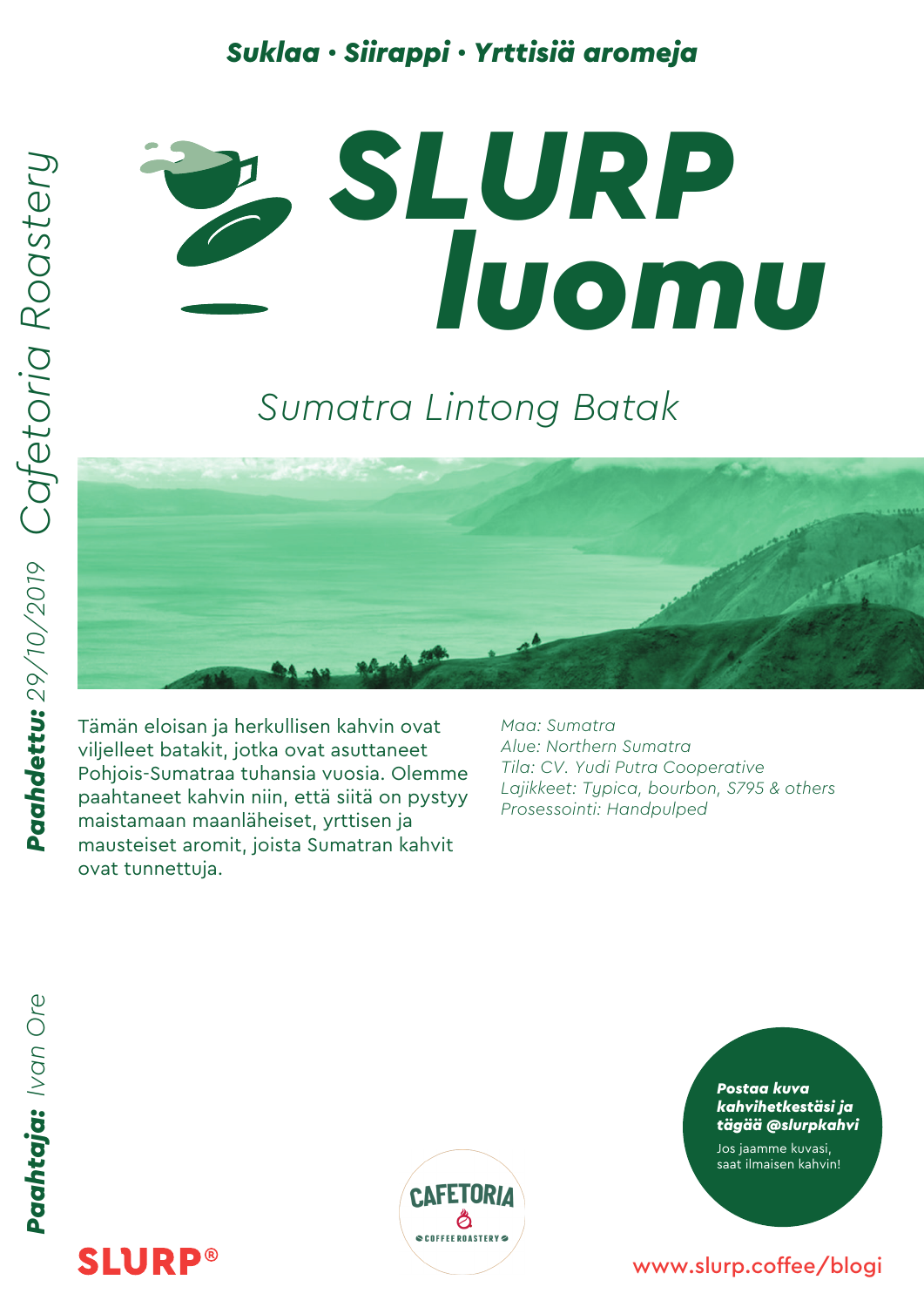***Suklaa • Siirappi • Yrttisiä aromeja***

# SLURP luomu

## *Sumatra Lintong Batak*

Tämän eloisan ja herkullisen kahvin ovat viljelleet batakit, jotka ovat asuttaneet Pohjois-Sumatraa tuhansia vuosia. Olemme paahtaneet kahvin niin, että siitä on pystyy maistamaan maanläheiset, yrttisen ja mausteiset aromit, joista Sumatran kahvit ovat tunnettuja.

*Maa: Sumatra*
*Alue: Northern Sumatra*
*Tila: CV. Yudi Putra Cooperative*
*Lajikkeet: Typica, bourbon, S795 & others*
*Prosessointi: Handpulped*

***Paahdettu:*** *29/10/2019* *Cafetoria Roastery*

***Paahtaja:*** *Ivan Ore*

***Postaa kuva kahvihetkestäsi ja tägää @slurpkahvi***

Jos jaamme kuvasi, saat ilmaisen kahvin!

CAFETORIA COFFEE ROASTERY

SLURP®

www.slurp.coffee/blogi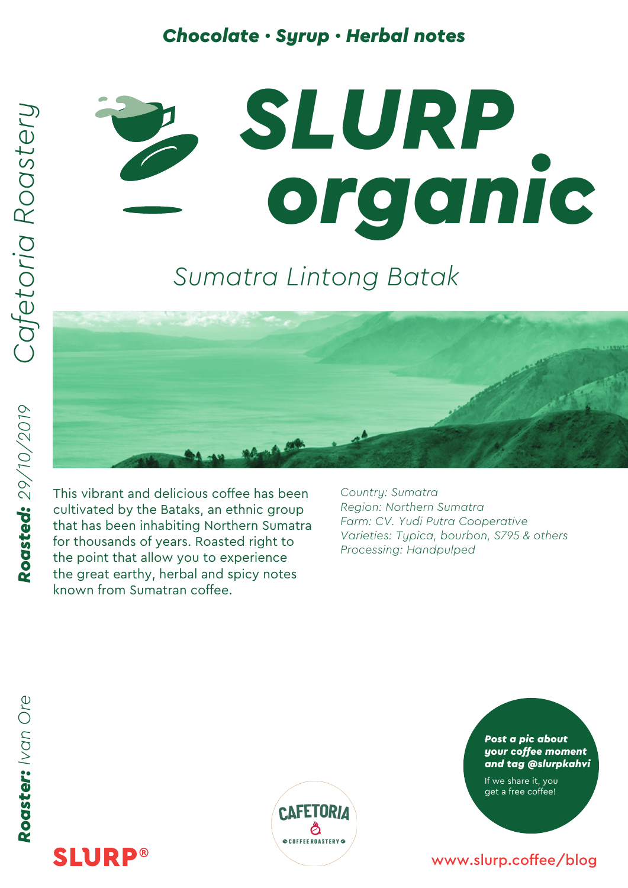***Chocolate • Syrup • Herbal notes***

# *SLURP organic*

*Sumatra Lintong Batak*

*Cafetoria Roastery*

***Roasted:*** *29/10/2019*

This vibrant and delicious coffee has been cultivated by the Bataks, an ethnic group that has been inhabiting Northern Sumatra for thousands of years. Roasted right to the point that allow you to experience the great earthy, herbal and spicy notes known from Sumatran coffee.

*Country: Sumatra*
*Region: Northern Sumatra*
*Farm: CV. Yudi Putra Cooperative*
*Varieties: Typica, bourbon, S795 & others*
*Processing: Handpulped*

***Roaster:*** *Ivan Ore*

***Post a pic about your coffee moment and tag @slurpkahvi***

If we share it, you get a free coffee!

**SLURP®**

CAFETORIA
COFFEE ROASTERY

www.slurp.coffee/blog